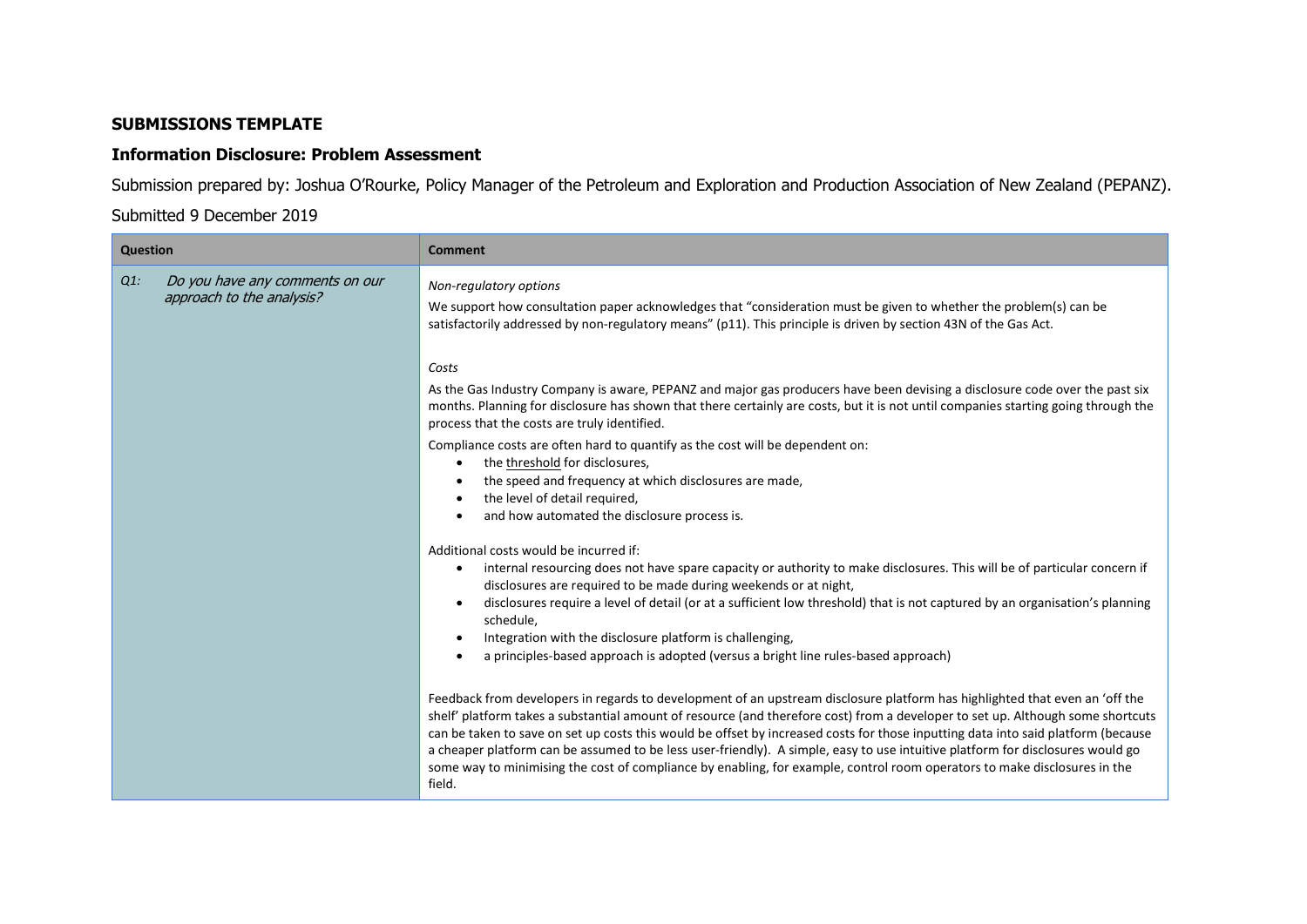**SUBMISSIONS TEMPLATE**

**Information Disclosure: Problem Assessment**

Submission prepared by: Joshua O'Rourke, Policy Manager of the Petroleum and Exploration and Production Association of New Zealand (PEPANZ).

Submitted 9 December 2019

| Question | Comment |
|---|---|
| *Q1: Do you have any comments on our approach to the analysis?* | *Non-regulatory options*<br><br>We support how consultation paper acknowledges that "consideration must be given to whether the problem(s) can be satisfactorily addressed by non-regulatory means" (p11). This principle is driven by section 43N of the Gas Act.<br><br>*Costs*<br><br>As the Gas Industry Company is aware, PEPANZ and major gas producers have been devising a disclosure code over the past six months. Planning for disclosure has shown that there certainly are costs, but it is not until companies starting going through the process that the costs are truly identified.<br><br>Compliance costs are often hard to quantify as the cost will be dependent on:<br>• the <u>threshold</u> for disclosures,<br>• the speed and frequency at which disclosures are made,<br>• the level of detail required,<br>• and how automated the disclosure process is.<br><br>Additional costs would be incurred if:<br>• internal resourcing does not have spare capacity or authority to make disclosures. This will be of particular concern if disclosures are required to be made during weekends or at night,<br>• disclosures require a level of detail (or at a sufficient low threshold) that is not captured by an organisation's planning schedule,<br>• Integration with the disclosure platform is challenging,<br>• a principles-based approach is adopted (versus a bright line rules-based approach)<br><br>Feedback from developers in regards to development of an upstream disclosure platform has highlighted that even an 'off the shelf' platform takes a substantial amount of resource (and therefore cost) from a developer to set up. Although some shortcuts can be taken to save on set up costs this would be offset by increased costs for those inputting data into said platform (because a cheaper platform can be assumed to be less user-friendly). A simple, easy to use intuitive platform for disclosures would go some way to minimising the cost of compliance by enabling, for example, control room operators to make disclosures in the field. |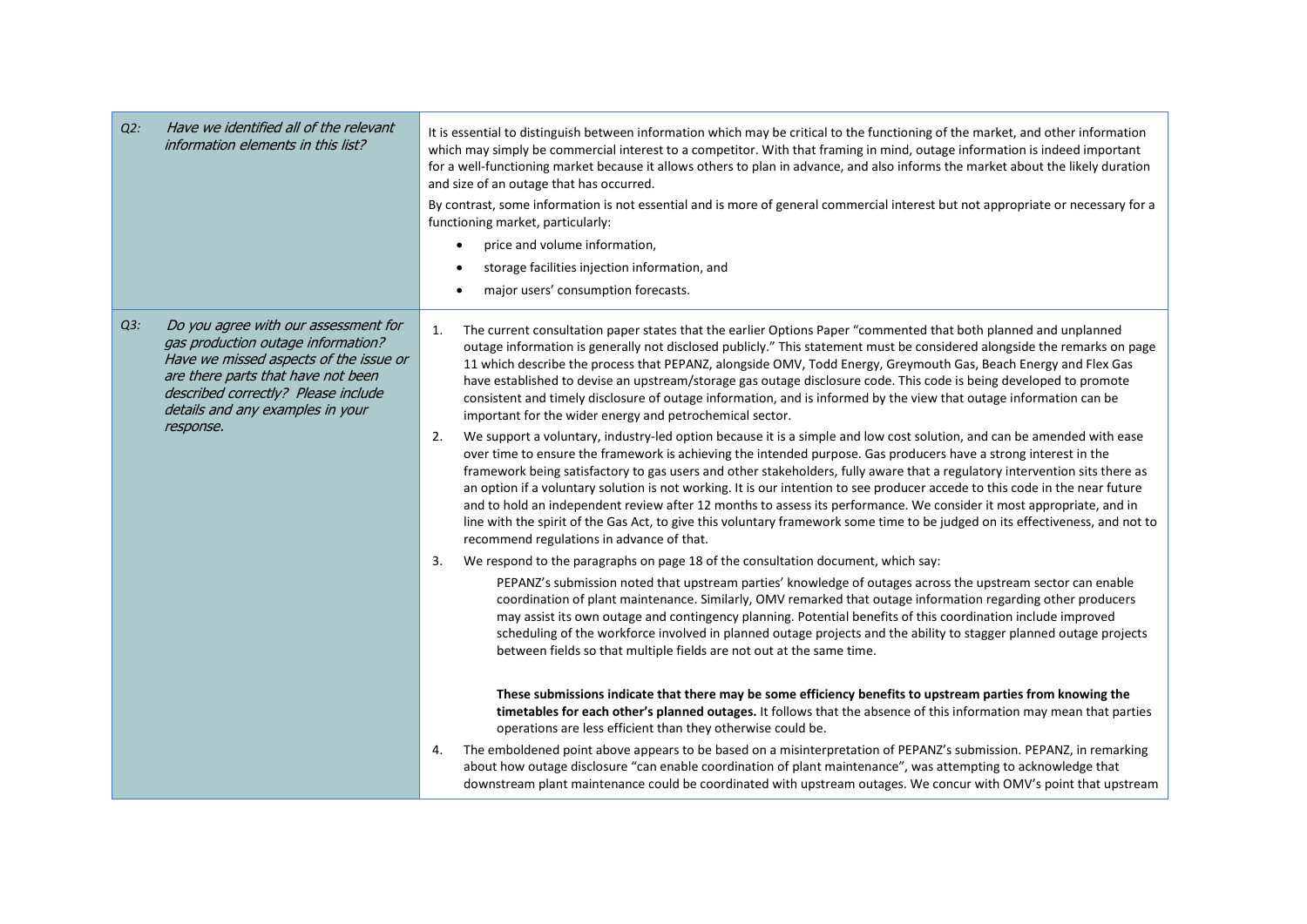| | |
|---|---|
| *Q2: Have we identified all of the relevant information elements in this list?* | It is essential to distinguish between information which may be critical to the functioning of the market, and other information which may simply be commercial interest to a competitor. With that framing in mind, outage information is indeed important for a well-functioning market because it allows others to plan in advance, and also informs the market about the likely duration and size of an outage that has occurred.<br><br>By contrast, some information is not essential and is more of general commercial interest but not appropriate or necessary for a functioning market, particularly:<br>• price and volume information,<br>• storage facilities injection information, and<br>• major users' consumption forecasts. |
| *Q3: Do you agree with our assessment for gas production outage information? Have we missed aspects of the issue or are there parts that have not been described correctly? Please include details and any examples in your response.* | 1. The current consultation paper states that the earlier Options Paper "commented that both planned and unplanned outage information is generally not disclosed publicly." This statement must be considered alongside the remarks on page 11 which describe the process that PEPANZ, alongside OMV, Todd Energy, Greymouth Gas, Beach Energy and Flex Gas have established to devise an upstream/storage gas outage disclosure code. This code is being developed to promote consistent and timely disclosure of outage information, and is informed by the view that outage information can be important for the wider energy and petrochemical sector.<br><br>2. We support a voluntary, industry-led option because it is a simple and low cost solution, and can be amended with ease over time to ensure the framework is achieving the intended purpose. Gas producers have a strong interest in the framework being satisfactory to gas users and other stakeholders, fully aware that a regulatory intervention sits there as an option if a voluntary solution is not working. It is our intention to see producer accede to this code in the near future and to hold an independent review after 12 months to assess its performance. We consider it most appropriate, and in line with the spirit of the Gas Act, to give this voluntary framework some time to be judged on its effectiveness, and not to recommend regulations in advance of that.<br><br>3. We respond to the paragraphs on page 18 of the consultation document, which say:<br><br>PEPANZ's submission noted that upstream parties' knowledge of outages across the upstream sector can enable coordination of plant maintenance. Similarly, OMV remarked that outage information regarding other producers may assist its own outage and contingency planning. Potential benefits of this coordination include improved scheduling of the workforce involved in planned outage projects and the ability to stagger planned outage projects between fields so that multiple fields are not out at the same time.<br><br>**These submissions indicate that there may be some efficiency benefits to upstream parties from knowing the timetables for each other's planned outages.** It follows that the absence of this information may mean that parties operations are less efficient than they otherwise could be.<br><br>4. The emboldened point above appears to be based on a misinterpretation of PEPANZ's submission. PEPANZ, in remarking about how outage disclosure "can enable coordination of plant maintenance", was attempting to acknowledge that downstream plant maintenance could be coordinated with upstream outages. We concur with OMV's point that upstream |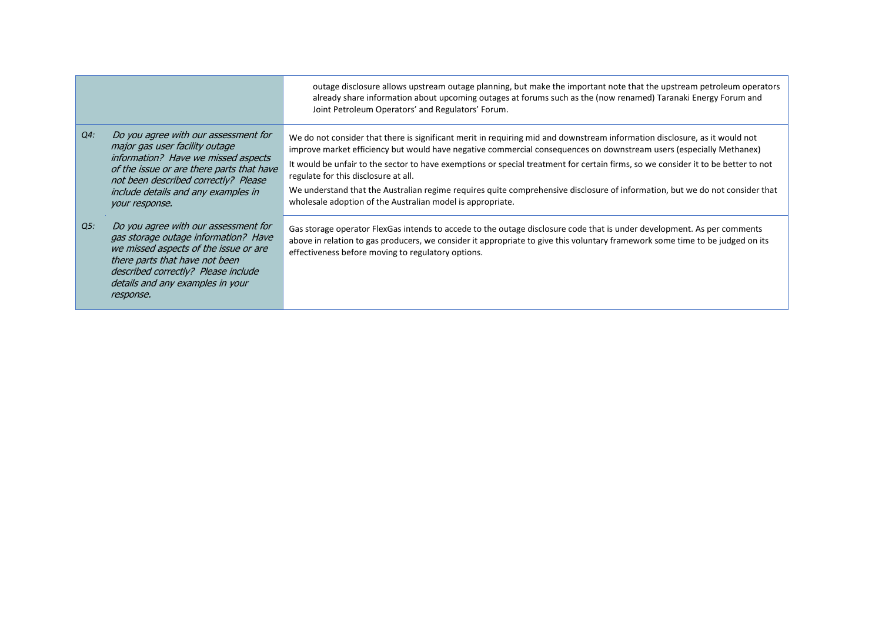| | |
|---|---|
| | outage disclosure allows upstream outage planning, but make the important note that the upstream petroleum operators already share information about upcoming outages at forums such as the (now renamed) Taranaki Energy Forum and Joint Petroleum Operators' and Regulators' Forum. |
| *Q4: Do you agree with our assessment for major gas user facility outage information? Have we missed aspects of the issue or are there parts that have not been described correctly? Please include details and any examples in your response.* | We do not consider that there is significant merit in requiring mid and downstream information disclosure, as it would not improve market efficiency but would have negative commercial consequences on downstream users (especially Methanex)<br>It would be unfair to the sector to have exemptions or special treatment for certain firms, so we consider it to be better to not regulate for this disclosure at all.<br>We understand that the Australian regime requires quite comprehensive disclosure of information, but we do not consider that wholesale adoption of the Australian model is appropriate. |
| *Q5: Do you agree with our assessment for gas storage outage information? Have we missed aspects of the issue or are there parts that have not been described correctly? Please include details and any examples in your response.* | Gas storage operator FlexGas intends to accede to the outage disclosure code that is under development. As per comments above in relation to gas producers, we consider it appropriate to give this voluntary framework some time to be judged on its effectiveness before moving to regulatory options. |